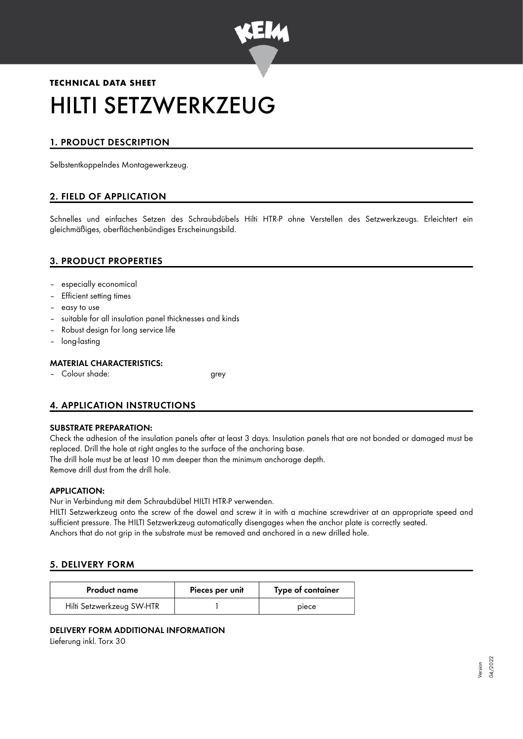**TECHNICAL DATA SHEET**

# HILTI SETZWERKZEUG

## 1. PRODUCT DESCRIPTION

Selbstentkoppelndes Montagewerkzeug.

## 2. FIELD OF APPLICATION

Schnelles und einfaches Setzen des Schraubdübels Hilti HTR-P ohne Verstellen des Setzwerkzeugs. Erleichtert ein gleichmäßiges, oberflächenbündiges Erscheinungsbild.

## 3. PRODUCT PROPERTIES

- especially economical
- Efficient setting times
- easy to use
- suitable for all insulation panel thicknesses and kinds
- Robust design for long service life
- long-lasting

### MATERIAL CHARACTERISTICS:

- Colour shade: grey

## 4. APPLICATION INSTRUCTIONS

### SUBSTRATE PREPARATION:

Check the adhesion of the insulation panels after at least 3 days. Insulation panels that are not bonded or damaged must be replaced. Drill the hole at right angles to the surface of the anchoring base.
The drill hole must be at least 10 mm deeper than the minimum anchorage depth.
Remove drill dust from the drill hole.

### APPLICATION:

Nur in Verbindung mit dem Schraubdübel HILTI HTR-P verwenden.
HILTI Setzwerkzeug onto the screw of the dowel and screw it in with a machine screwdriver at an appropriate speed and sufficient pressure. The HILTI Setzwerkzeug automatically disengages when the anchor plate is correctly seated.
Anchors that do not grip in the substrate must be removed and anchored in a new drilled hole.

## 5. DELIVERY FORM

| Product name | Pieces per unit | Type of container |
|---|---|---|
| Hilti Setzwerkzeug SW-HTR | 1 | piece |

### DELIVERY FORM ADDITIONAL INFORMATION

Lieferung inkl. Torx 30

Version 04/2022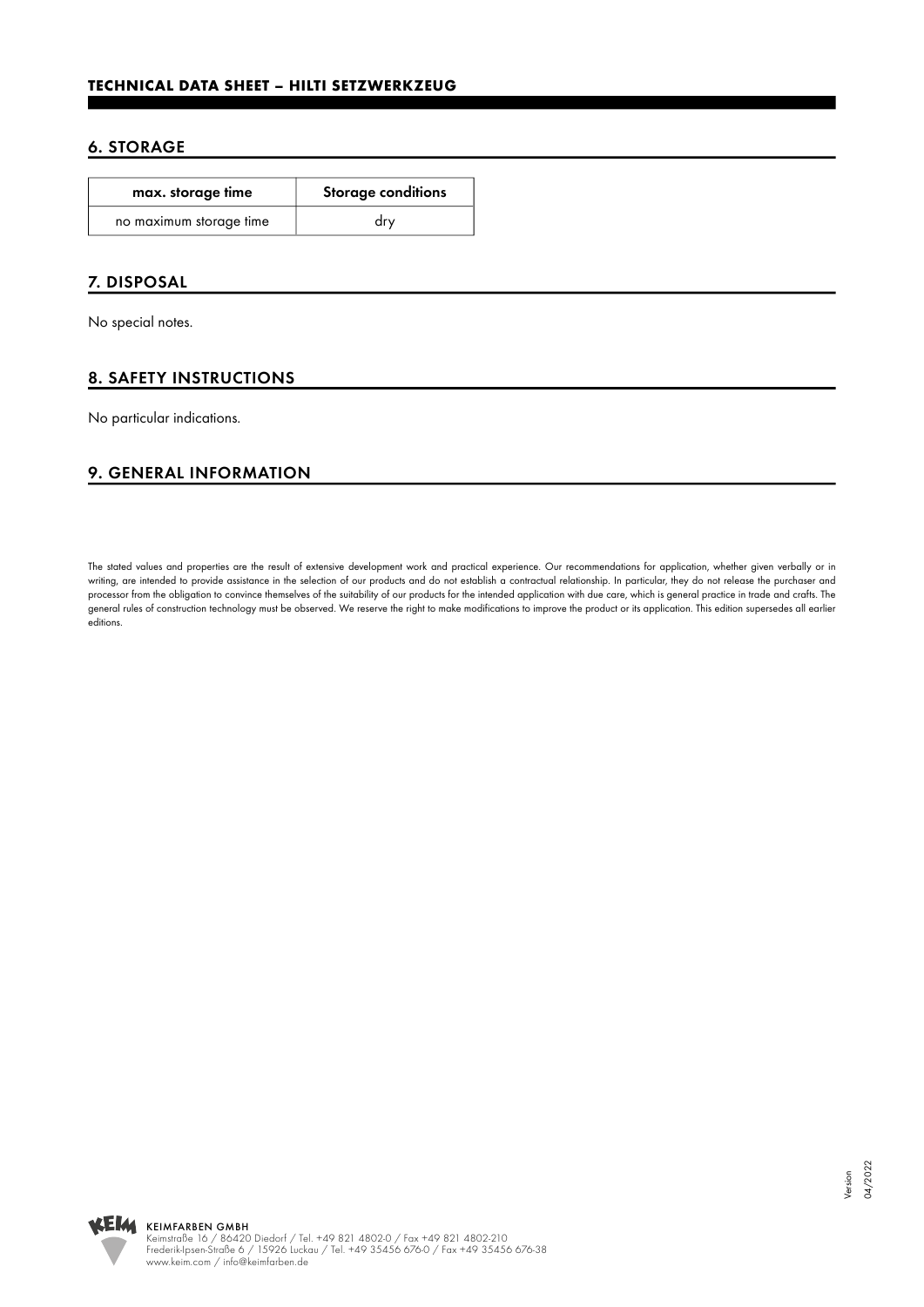## 6. STORAGE

| max. storage time | Storage conditions |
|---|---|
| no maximum storage time | dry |

## 7. DISPOSAL

No special notes.

## 8. SAFETY INSTRUCTIONS

No particular indications.

## 9. GENERAL INFORMATION

The stated values and properties are the result of extensive development work and practical experience. Our recommendations for application, whether given verbally or in writing, are intended to provide assistance in the selection of our products and do not establish a contractual relationship. In particular, they do not release the purchaser and processor from the obligation to convince themselves of the suitability of our products for the intended application with due care, which is general practice in trade and crafts. The general rules of construction technology must be observed. We reserve the right to make modifications to improve the product or its application. This edition supersedes all earlier editions.

Version 04/2022

KEIMFARBEN GMBH
Keimstraße 16 / 86420 Diedorf / Tel. +49 821 4802-0 / Fax +49 821 4802-210
Frederik-Ipsen-Straße 6 / 15926 Luckau / Tel. +49 35456 676-0 / Fax +49 35456 676-38
www.keim.com / info@keimfarben.de